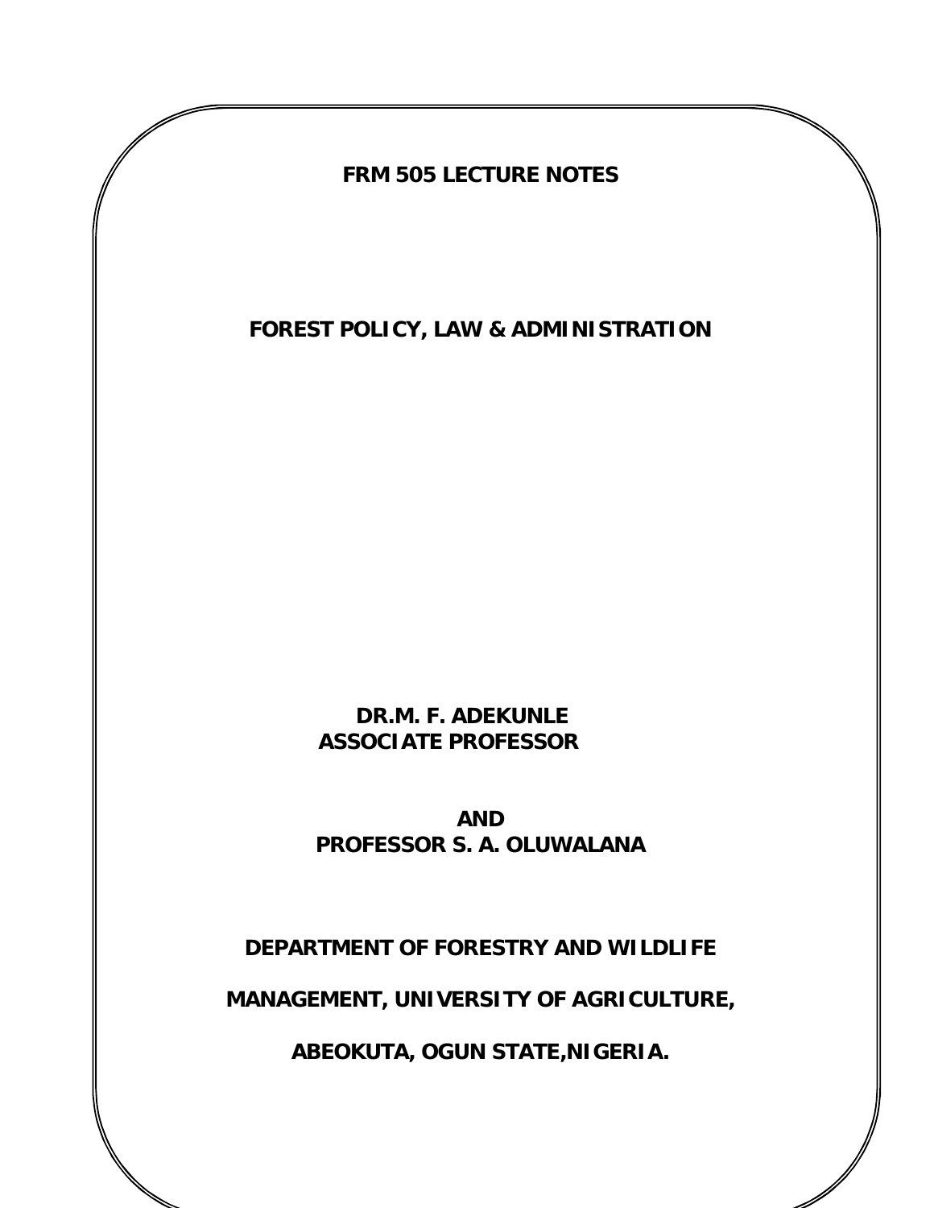**FRM 505 LECTURE NOTES**

# FOREST POLICY, LAW & ADMINISTRATION

**DR.M. F. ADEKUNLE**
**ASSOCIATE PROFESSOR**

**AND**
**PROFESSOR S. A. OLUWALANA**

**DEPARTMENT OF FORESTRY AND WILDLIFE**

**MANAGEMENT, UNIVERSITY OF AGRICULTURE,**

**ABEOKUTA, OGUN STATE,NIGERIA.**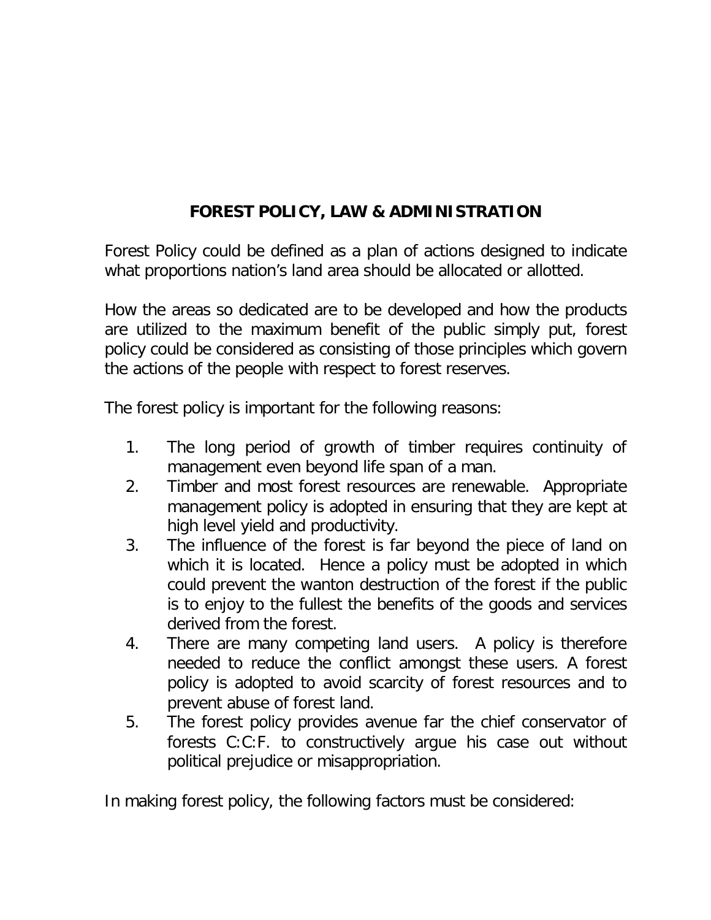## FOREST POLICY, LAW & ADMINISTRATION

Forest Policy could be defined as a plan of actions designed to indicate what proportions nation's land area should be allocated or allotted.

How the areas so dedicated are to be developed and how the products are utilized to the maximum benefit of the public simply put, forest policy could be considered as consisting of those principles which govern the actions of the people with respect to forest reserves.

The forest policy is important for the following reasons:

1. The long period of growth of timber requires continuity of management even beyond life span of a man.
2. Timber and most forest resources are renewable. Appropriate management policy is adopted in ensuring that they are kept at high level yield and productivity.
3. The influence of the forest is far beyond the piece of land on which it is located. Hence a policy must be adopted in which could prevent the wanton destruction of the forest if the public is to enjoy to the fullest the benefits of the goods and services derived from the forest.
4. There are many competing land users. A policy is therefore needed to reduce the conflict amongst these users. A forest policy is adopted to avoid scarcity of forest resources and to prevent abuse of forest land.
5. The forest policy provides avenue far the chief conservator of forests C:C:F. to constructively argue his case out without political prejudice or misappropriation.

In making forest policy, the following factors must be considered: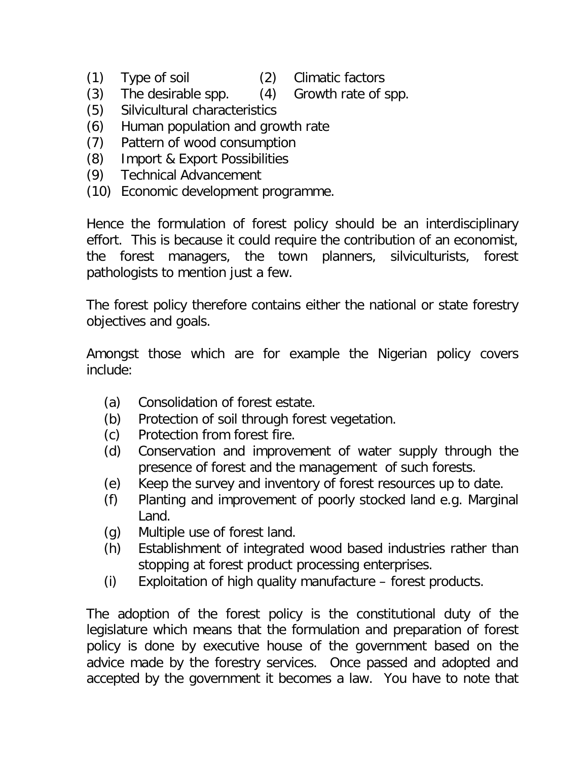(1) Type of soil  (2) Climatic factors
(3) The desirable spp.  (4) Growth rate of spp.
(5) Silvicultural characteristics
(6) Human population and growth rate
(7) Pattern of wood consumption
(8) Import & Export Possibilities
(9) Technical Advancement
(10) Economic development programme.

Hence the formulation of forest policy should be an interdisciplinary effort. This is because it could require the contribution of an economist, the forest managers, the town planners, silviculturists, forest pathologists to mention just a few.

The forest policy therefore contains either the national or state forestry objectives and goals.

Amongst those which are for example the Nigerian policy covers include:

(a) Consolidation of forest estate.
(b) Protection of soil through forest vegetation.
(c) Protection from forest fire.
(d) Conservation and improvement of water supply through the presence of forest and the management of such forests.
(e) Keep the survey and inventory of forest resources up to date.
(f) Planting and improvement of poorly stocked land e.g. Marginal Land.
(g) Multiple use of forest land.
(h) Establishment of integrated wood based industries rather than stopping at forest product processing enterprises.
(i) Exploitation of high quality manufacture – forest products.

The adoption of the forest policy is the constitutional duty of the legislature which means that the formulation and preparation of forest policy is done by executive house of the government based on the advice made by the forestry services. Once passed and adopted and accepted by the government it becomes a law. You have to note that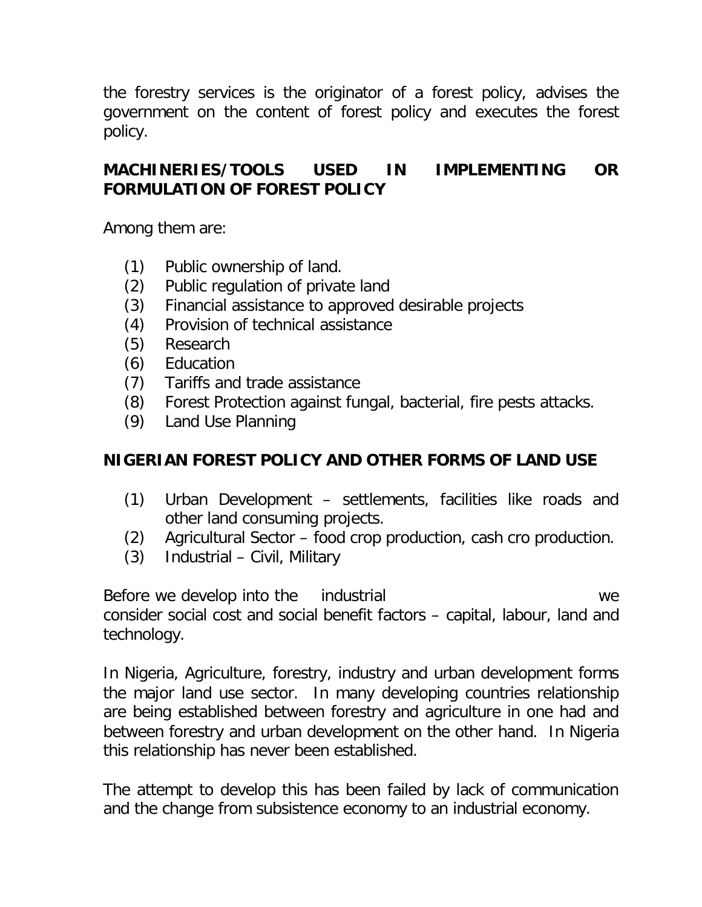the forestry services is the originator of a forest policy, advises the government on the content of forest policy and executes the forest policy.

## MACHINERIES/TOOLS USED IN IMPLEMENTING OR FORMULATION OF FOREST POLICY

Among them are:

(1) Public ownership of land.
(2) Public regulation of private land
(3) Financial assistance to approved desirable projects
(4) Provision of technical assistance
(5) Research
(6) Education
(7) Tariffs and trade assistance
(8) Forest Protection against fungal, bacterial, fire pests attacks.
(9) Land Use Planning

## NIGERIAN FOREST POLICY AND OTHER FORMS OF LAND USE

(1) Urban Development – settlements, facilities like roads and other land consuming projects.
(2) Agricultural Sector – food crop production, cash cro production.
(3) Industrial – Civil, Military

Before we develop into the industrial we consider social cost and social benefit factors – capital, labour, land and technology.

In Nigeria, Agriculture, forestry, industry and urban development forms the major land use sector. In many developing countries relationship are being established between forestry and agriculture in one had and between forestry and urban development on the other hand. In Nigeria this relationship has never been established.

The attempt to develop this has been failed by lack of communication and the change from subsistence economy to an industrial economy.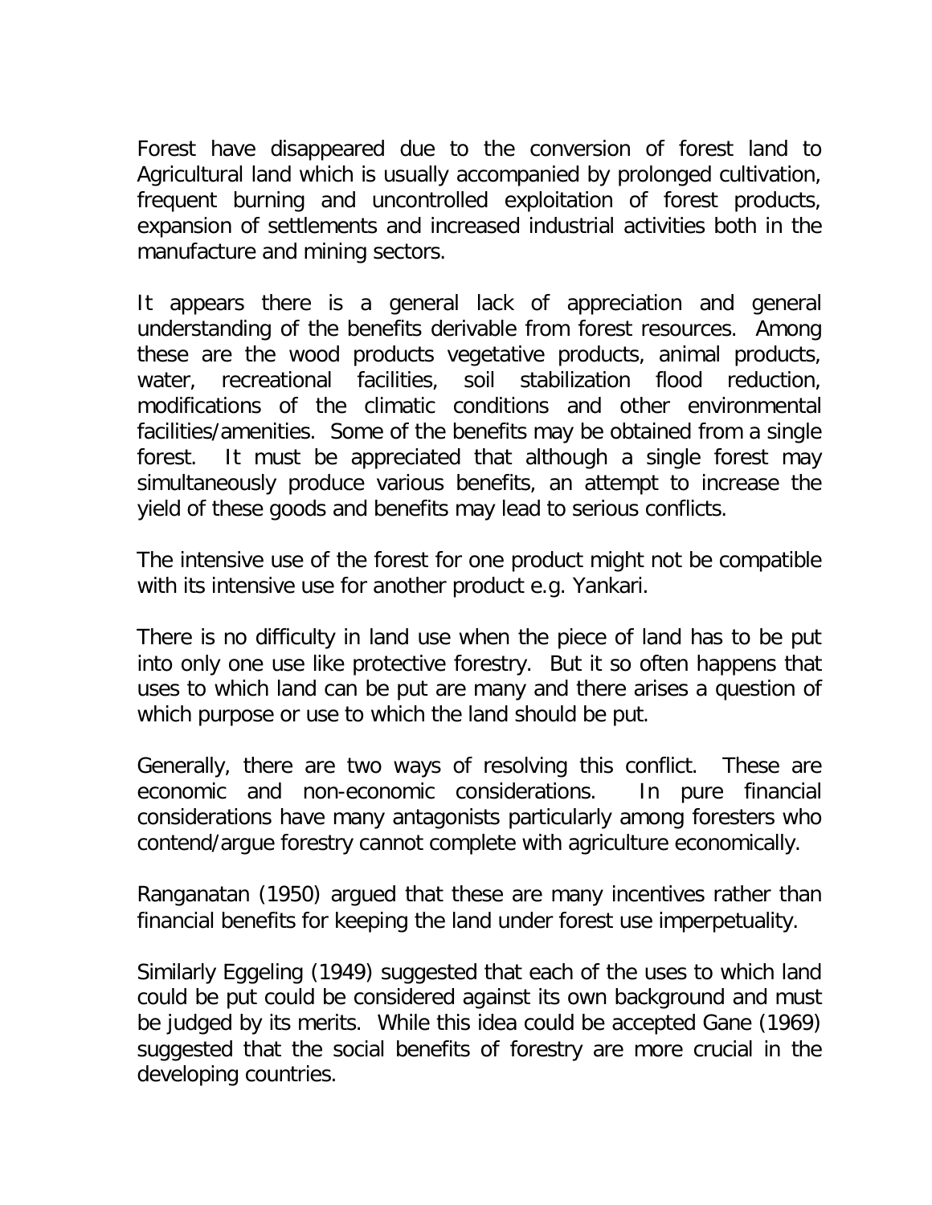Forest have disappeared due to the conversion of forest land to Agricultural land which is usually accompanied by prolonged cultivation, frequent burning and uncontrolled exploitation of forest products, expansion of settlements and increased industrial activities both in the manufacture and mining sectors.

It appears there is a general lack of appreciation and general understanding of the benefits derivable from forest resources. Among these are the wood products vegetative products, animal products, water, recreational facilities, soil stabilization flood reduction, modifications of the climatic conditions and other environmental facilities/amenities. Some of the benefits may be obtained from a single forest. It must be appreciated that although a single forest may simultaneously produce various benefits, an attempt to increase the yield of these goods and benefits may lead to serious conflicts.

The intensive use of the forest for one product might not be compatible with its intensive use for another product e.g. Yankari.

There is no difficulty in land use when the piece of land has to be put into only one use like protective forestry. But it so often happens that uses to which land can be put are many and there arises a question of which purpose or use to which the land should be put.

Generally, there are two ways of resolving this conflict. These are economic and non-economic considerations. In pure financial considerations have many antagonists particularly among foresters who contend/argue forestry cannot complete with agriculture economically.

Ranganatan (1950) argued that these are many incentives rather than financial benefits for keeping the land under forest use imperpetuality.

Similarly Eggeling (1949) suggested that each of the uses to which land could be put could be considered against its own background and must be judged by its merits. While this idea could be accepted Gane (1969) suggested that the social benefits of forestry are more crucial in the developing countries.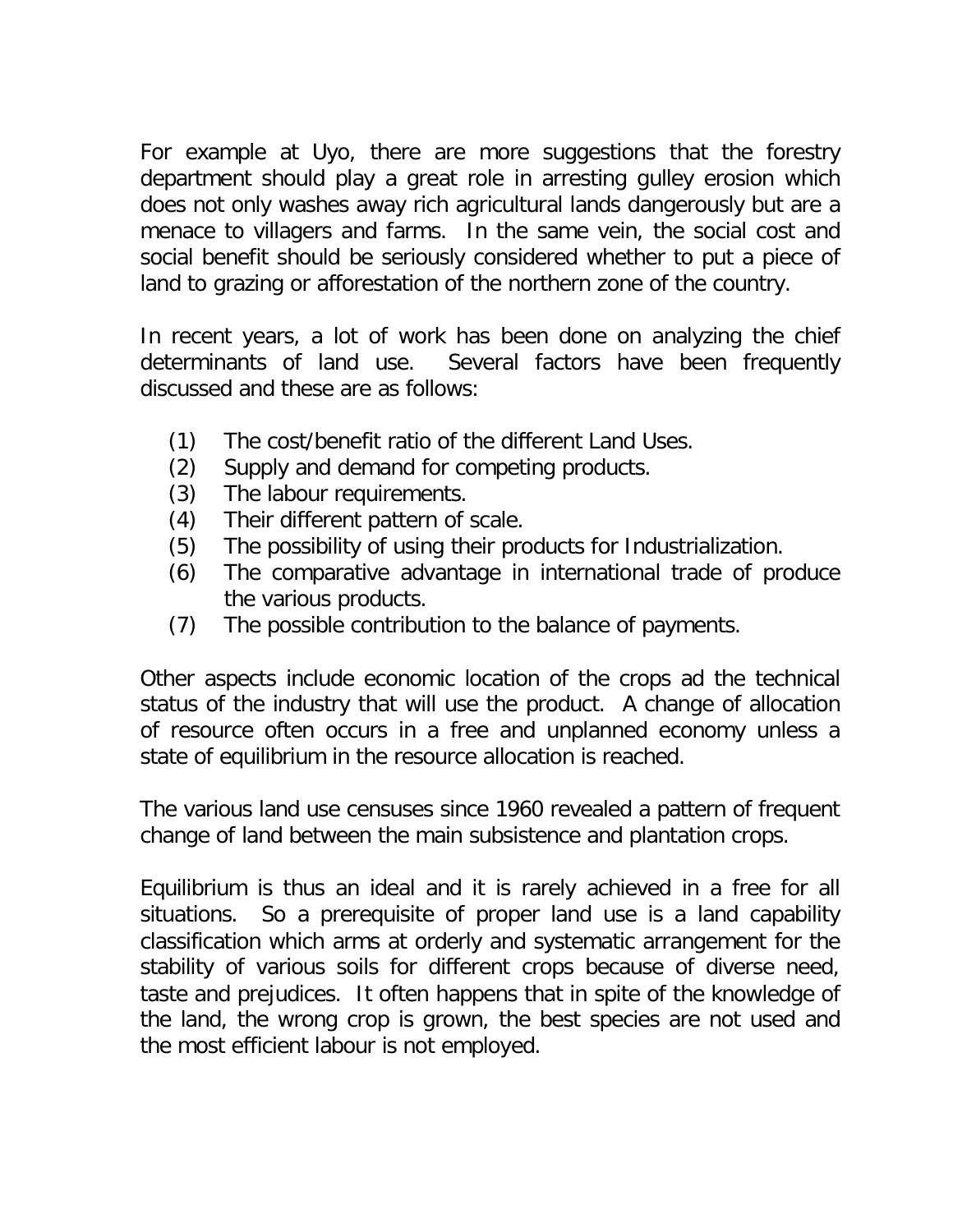For example at Uyo, there are more suggestions that the forestry department should play a great role in arresting gulley erosion which does not only washes away rich agricultural lands dangerously but are a menace to villagers and farms. In the same vein, the social cost and social benefit should be seriously considered whether to put a piece of land to grazing or afforestation of the northern zone of the country.

In recent years, a lot of work has been done on analyzing the chief determinants of land use. Several factors have been frequently discussed and these are as follows:

(1) The cost/benefit ratio of the different Land Uses.
(2) Supply and demand for competing products.
(3) The labour requirements.
(4) Their different pattern of scale.
(5) The possibility of using their products for Industrialization.
(6) The comparative advantage in international trade of produce the various products.
(7) The possible contribution to the balance of payments.

Other aspects include economic location of the crops ad the technical status of the industry that will use the product. A change of allocation of resource often occurs in a free and unplanned economy unless a state of equilibrium in the resource allocation is reached.

The various land use censuses since 1960 revealed a pattern of frequent change of land between the main subsistence and plantation crops.

Equilibrium is thus an ideal and it is rarely achieved in a free for all situations. So a prerequisite of proper land use is a land capability classification which arms at orderly and systematic arrangement for the stability of various soils for different crops because of diverse need, taste and prejudices. It often happens that in spite of the knowledge of the land, the wrong crop is grown, the best species are not used and the most efficient labour is not employed.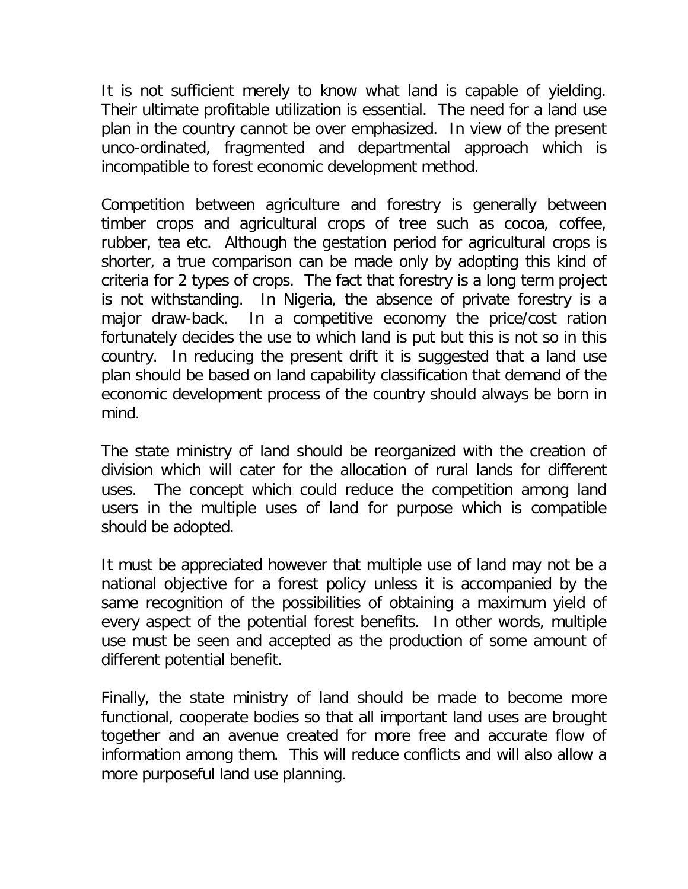It is not sufficient merely to know what land is capable of yielding. Their ultimate profitable utilization is essential. The need for a land use plan in the country cannot be over emphasized. In view of the present unco-ordinated, fragmented and departmental approach which is incompatible to forest economic development method.

Competition between agriculture and forestry is generally between timber crops and agricultural crops of tree such as cocoa, coffee, rubber, tea etc. Although the gestation period for agricultural crops is shorter, a true comparison can be made only by adopting this kind of criteria for 2 types of crops. The fact that forestry is a long term project is not withstanding. In Nigeria, the absence of private forestry is a major draw-back. In a competitive economy the price/cost ration fortunately decides the use to which land is put but this is not so in this country. In reducing the present drift it is suggested that a land use plan should be based on land capability classification that demand of the economic development process of the country should always be born in mind.

The state ministry of land should be reorganized with the creation of division which will cater for the allocation of rural lands for different uses. The concept which could reduce the competition among land users in the multiple uses of land for purpose which is compatible should be adopted.

It must be appreciated however that multiple use of land may not be a national objective for a forest policy unless it is accompanied by the same recognition of the possibilities of obtaining a maximum yield of every aspect of the potential forest benefits. In other words, multiple use must be seen and accepted as the production of some amount of different potential benefit.

Finally, the state ministry of land should be made to become more functional, cooperate bodies so that all important land uses are brought together and an avenue created for more free and accurate flow of information among them. This will reduce conflicts and will also allow a more purposeful land use planning.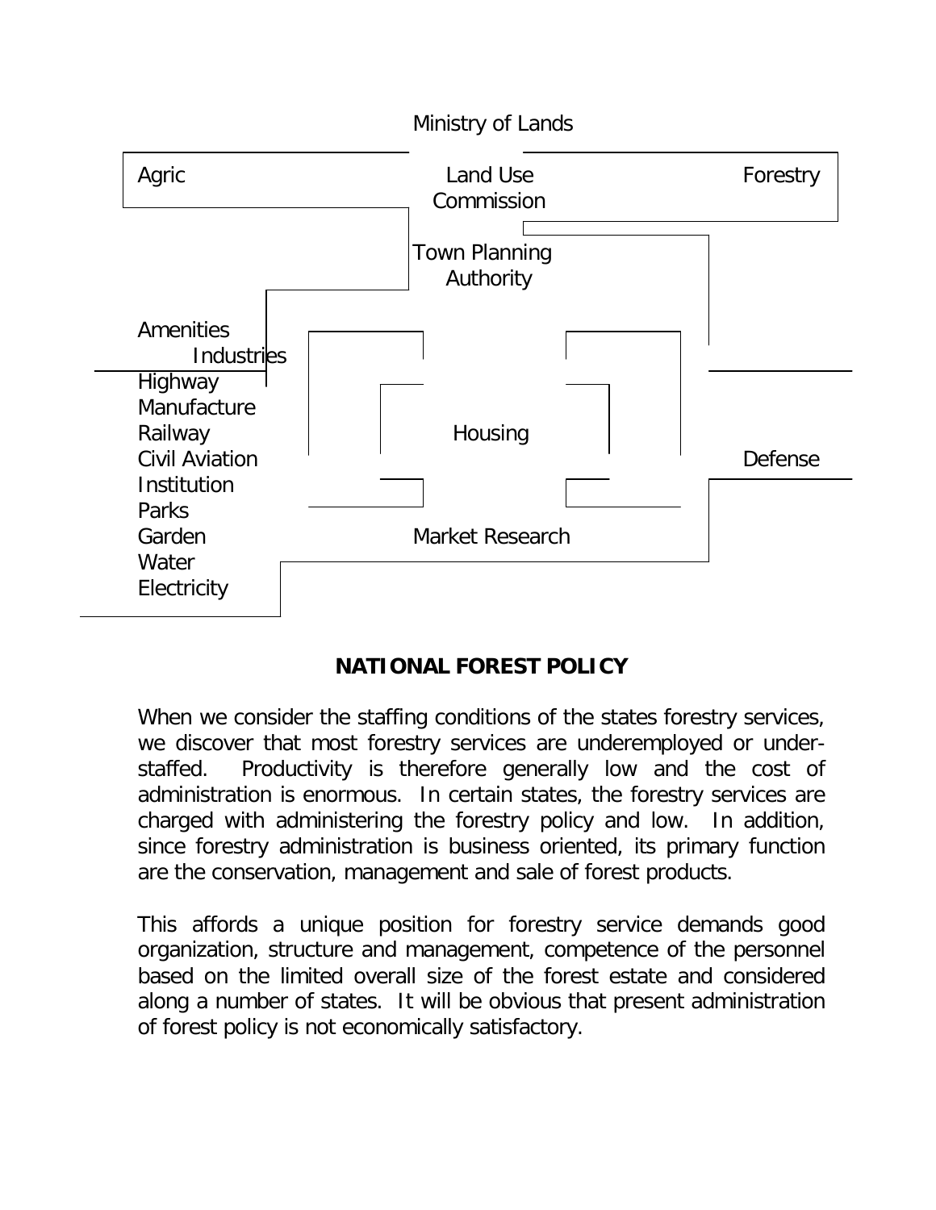Ministry of Lands

Agric

Land Use Commission

Forestry

Town Planning Authority

Amenities
Industries
Highway
Manufacture
Railway
Civil Aviation
Institution
Parks
Garden
Water
Electricity

Housing

Defense

Market Research

**NATIONAL FOREST POLICY**

When we consider the staffing conditions of the states forestry services, we discover that most forestry services are underemployed or under-staffed. Productivity is therefore generally low and the cost of administration is enormous. In certain states, the forestry services are charged with administering the forestry policy and low. In addition, since forestry administration is business oriented, its primary function are the conservation, management and sale of forest products.

This affords a unique position for forestry service demands good organization, structure and management, competence of the personnel based on the limited overall size of the forest estate and considered along a number of states. It will be obvious that present administration of forest policy is not economically satisfactory.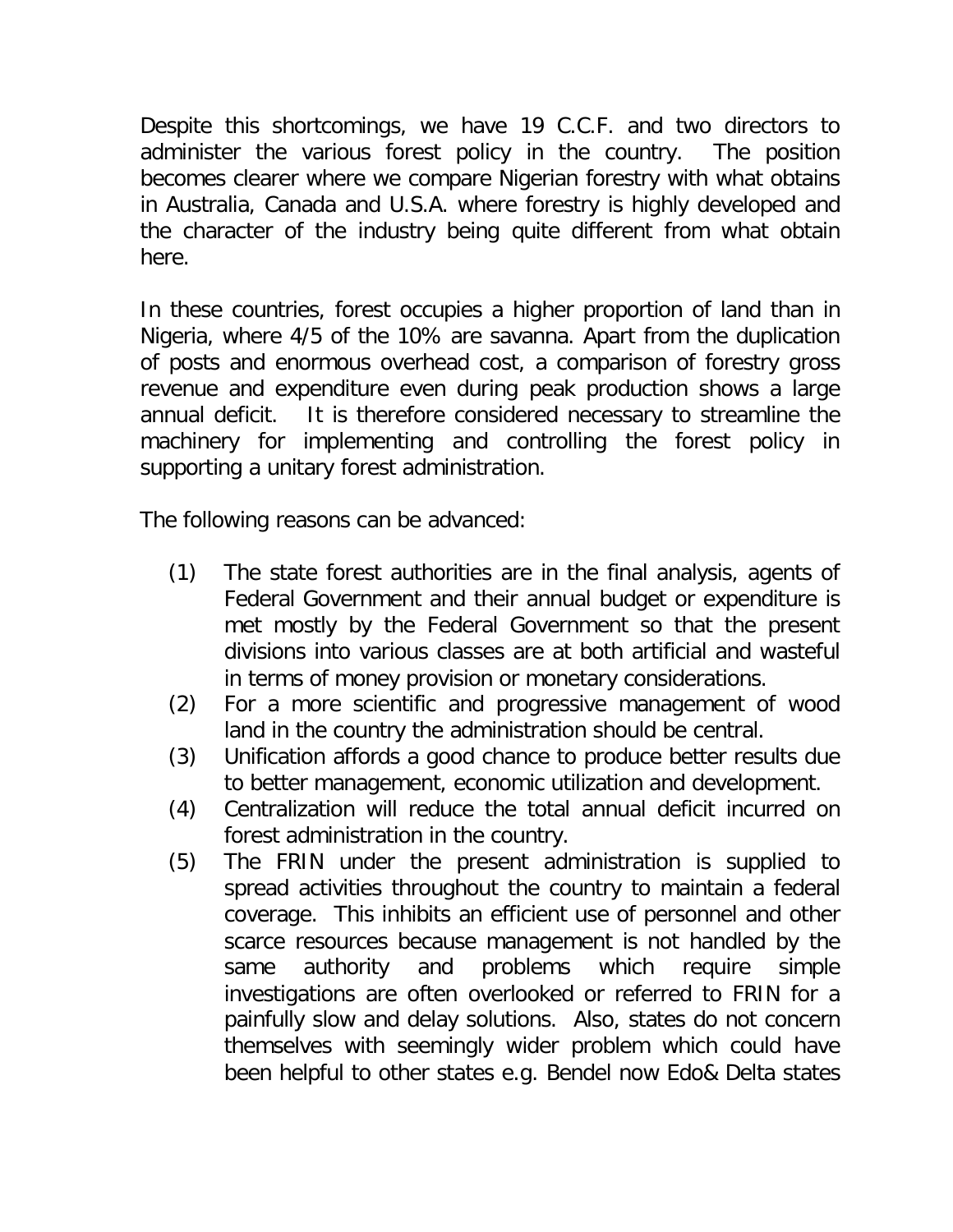Despite this shortcomings, we have 19 C.C.F. and two directors to administer the various forest policy in the country. The position becomes clearer where we compare Nigerian forestry with what obtains in Australia, Canada and U.S.A. where forestry is highly developed and the character of the industry being quite different from what obtain here.

In these countries, forest occupies a higher proportion of land than in Nigeria, where 4/5 of the 10% are savanna. Apart from the duplication of posts and enormous overhead cost, a comparison of forestry gross revenue and expenditure even during peak production shows a large annual deficit. It is therefore considered necessary to streamline the machinery for implementing and controlling the forest policy in supporting a unitary forest administration.

The following reasons can be advanced:

(1) The state forest authorities are in the final analysis, agents of Federal Government and their annual budget or expenditure is met mostly by the Federal Government so that the present divisions into various classes are at both artificial and wasteful in terms of money provision or monetary considerations.

(2) For a more scientific and progressive management of wood land in the country the administration should be central.

(3) Unification affords a good chance to produce better results due to better management, economic utilization and development.

(4) Centralization will reduce the total annual deficit incurred on forest administration in the country.

(5) The FRIN under the present administration is supplied to spread activities throughout the country to maintain a federal coverage. This inhibits an efficient use of personnel and other scarce resources because management is not handled by the same authority and problems which require simple investigations are often overlooked or referred to FRIN for a painfully slow and delay solutions. Also, states do not concern themselves with seemingly wider problem which could have been helpful to other states e.g. Bendel now Edo& Delta states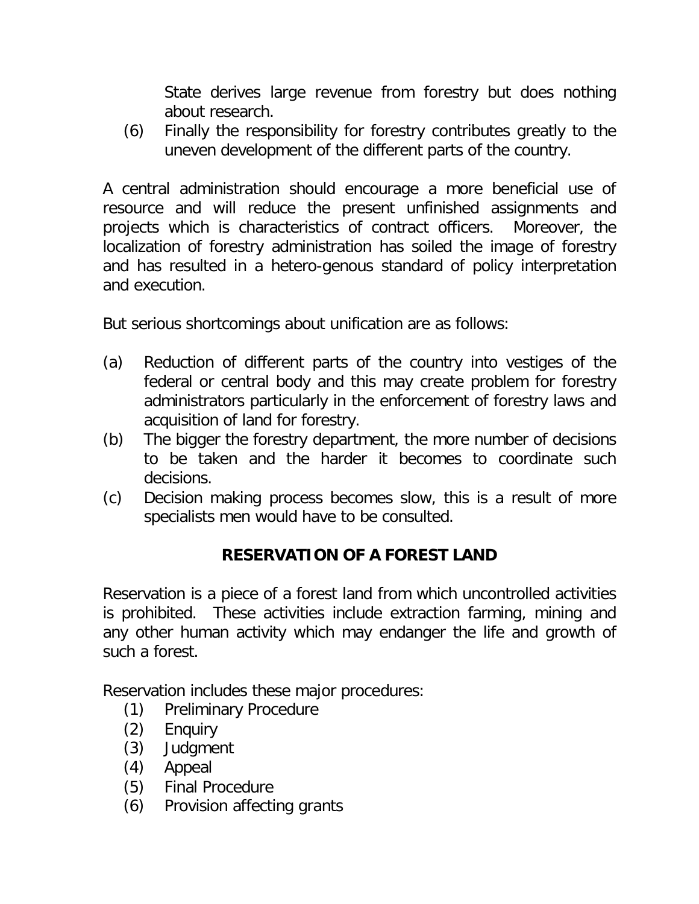State derives large revenue from forestry but does nothing about research.

(6) Finally the responsibility for forestry contributes greatly to the uneven development of the different parts of the country.

A central administration should encourage a more beneficial use of resource and will reduce the present unfinished assignments and projects which is characteristics of contract officers. Moreover, the localization of forestry administration has soiled the image of forestry and has resulted in a hetero-genous standard of policy interpretation and execution.

But serious shortcomings about unification are as follows:

(a) Reduction of different parts of the country into vestiges of the federal or central body and this may create problem for forestry administrators particularly in the enforcement of forestry laws and acquisition of land for forestry.
(b) The bigger the forestry department, the more number of decisions to be taken and the harder it becomes to coordinate such decisions.
(c) Decision making process becomes slow, this is a result of more specialists men would have to be consulted.

## RESERVATION OF A FOREST LAND

Reservation is a piece of a forest land from which uncontrolled activities is prohibited. These activities include extraction farming, mining and any other human activity which may endanger the life and growth of such a forest.

Reservation includes these major procedures:

(1) Preliminary Procedure
(2) Enquiry
(3) Judgment
(4) Appeal
(5) Final Procedure
(6) Provision affecting grants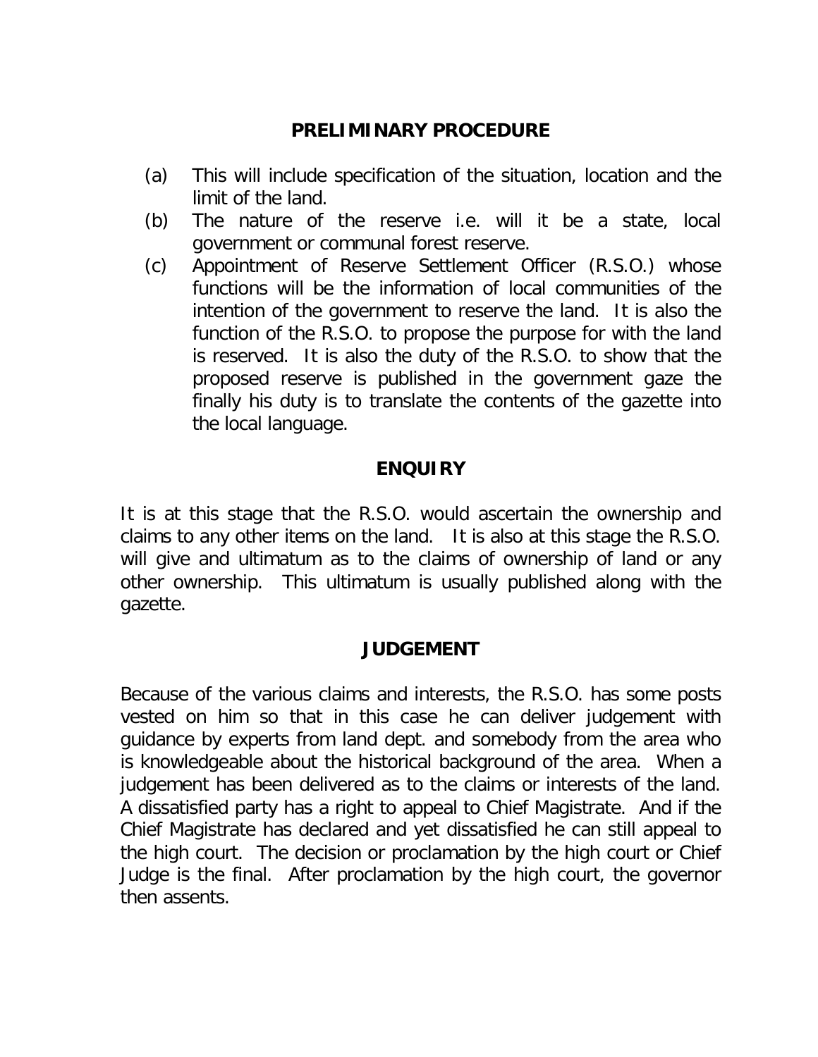## PRELIMINARY PROCEDURE

(a) This will include specification of the situation, location and the limit of the land.

(b) The nature of the reserve i.e. will it be a state, local government or communal forest reserve.

(c) Appointment of Reserve Settlement Officer (R.S.O.) whose functions will be the information of local communities of the intention of the government to reserve the land. It is also the function of the R.S.O. to propose the purpose for with the land is reserved. It is also the duty of the R.S.O. to show that the proposed reserve is published in the government gaze the finally his duty is to translate the contents of the gazette into the local language.

## ENQUIRY

It is at this stage that the R.S.O. would ascertain the ownership and claims to any other items on the land. It is also at this stage the R.S.O. will give and ultimatum as to the claims of ownership of land or any other ownership. This ultimatum is usually published along with the gazette.

## JUDGEMENT

Because of the various claims and interests, the R.S.O. has some posts vested on him so that in this case he can deliver judgement with guidance by experts from land dept. and somebody from the area who is knowledgeable about the historical background of the area. When a judgement has been delivered as to the claims or interests of the land. A dissatisfied party has a right to appeal to Chief Magistrate. And if the Chief Magistrate has declared and yet dissatisfied he can still appeal to the high court. The decision or proclamation by the high court or Chief Judge is the final. After proclamation by the high court, the governor then assents.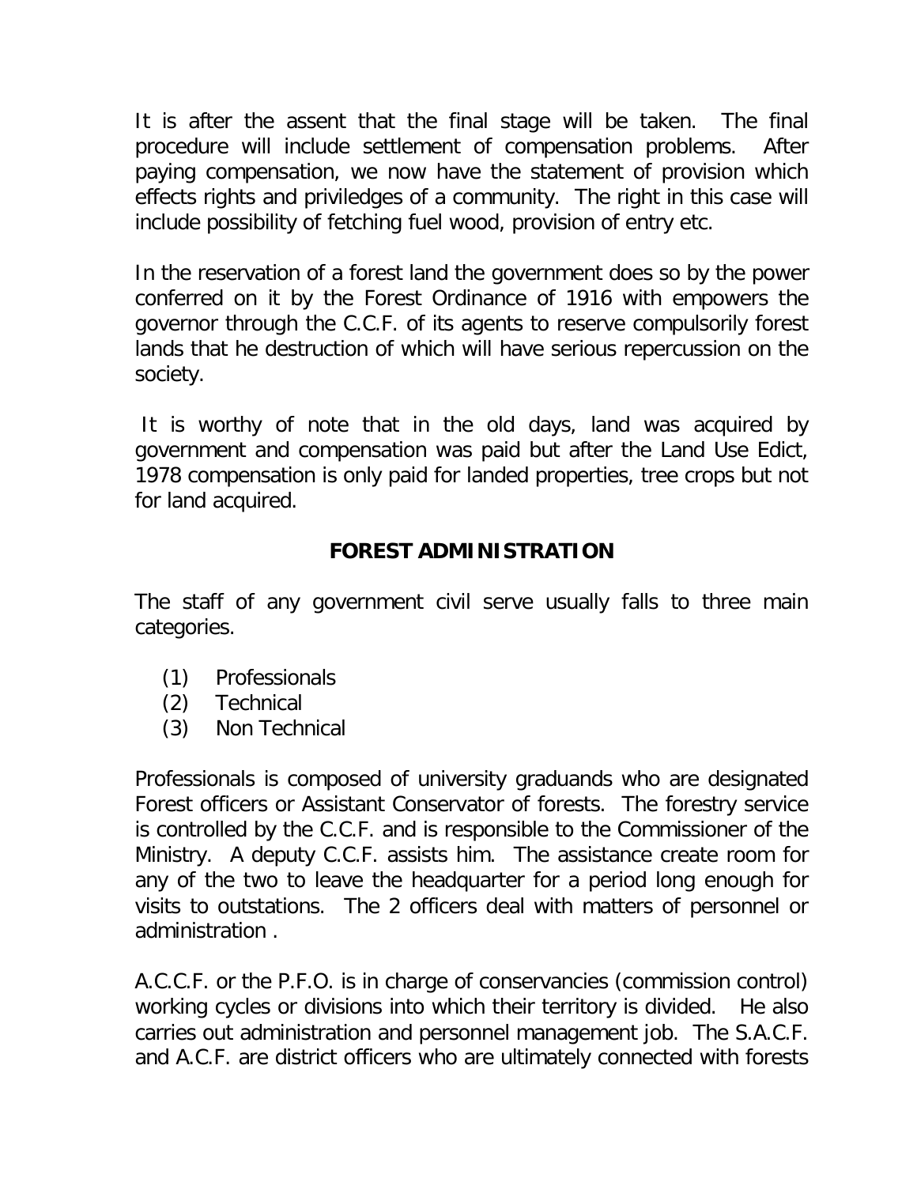It is after the assent that the final stage will be taken. The final procedure will include settlement of compensation problems. After paying compensation, we now have the statement of provision which effects rights and priviledges of a community. The right in this case will include possibility of fetching fuel wood, provision of entry etc.

In the reservation of a forest land the government does so by the power conferred on it by the Forest Ordinance of 1916 with empowers the governor through the C.C.F. of its agents to reserve compulsorily forest lands that he destruction of which will have serious repercussion on the society.

It is worthy of note that in the old days, land was acquired by government and compensation was paid but after the Land Use Edict, 1978 compensation is only paid for landed properties, tree crops but not for land acquired.

## FOREST ADMINISTRATION

The staff of any government civil serve usually falls to three main categories.

(1) Professionals
(2) Technical
(3) Non Technical

Professionals is composed of university graduands who are designated Forest officers or Assistant Conservator of forests. The forestry service is controlled by the C.C.F. and is responsible to the Commissioner of the Ministry. A deputy C.C.F. assists him. The assistance create room for any of the two to leave the headquarter for a period long enough for visits to outstations. The 2 officers deal with matters of personnel or administration .

A.C.C.F. or the P.F.O. is in charge of conservancies (commission control) working cycles or divisions into which their territory is divided. He also carries out administration and personnel management job. The S.A.C.F. and A.C.F. are district officers who are ultimately connected with forests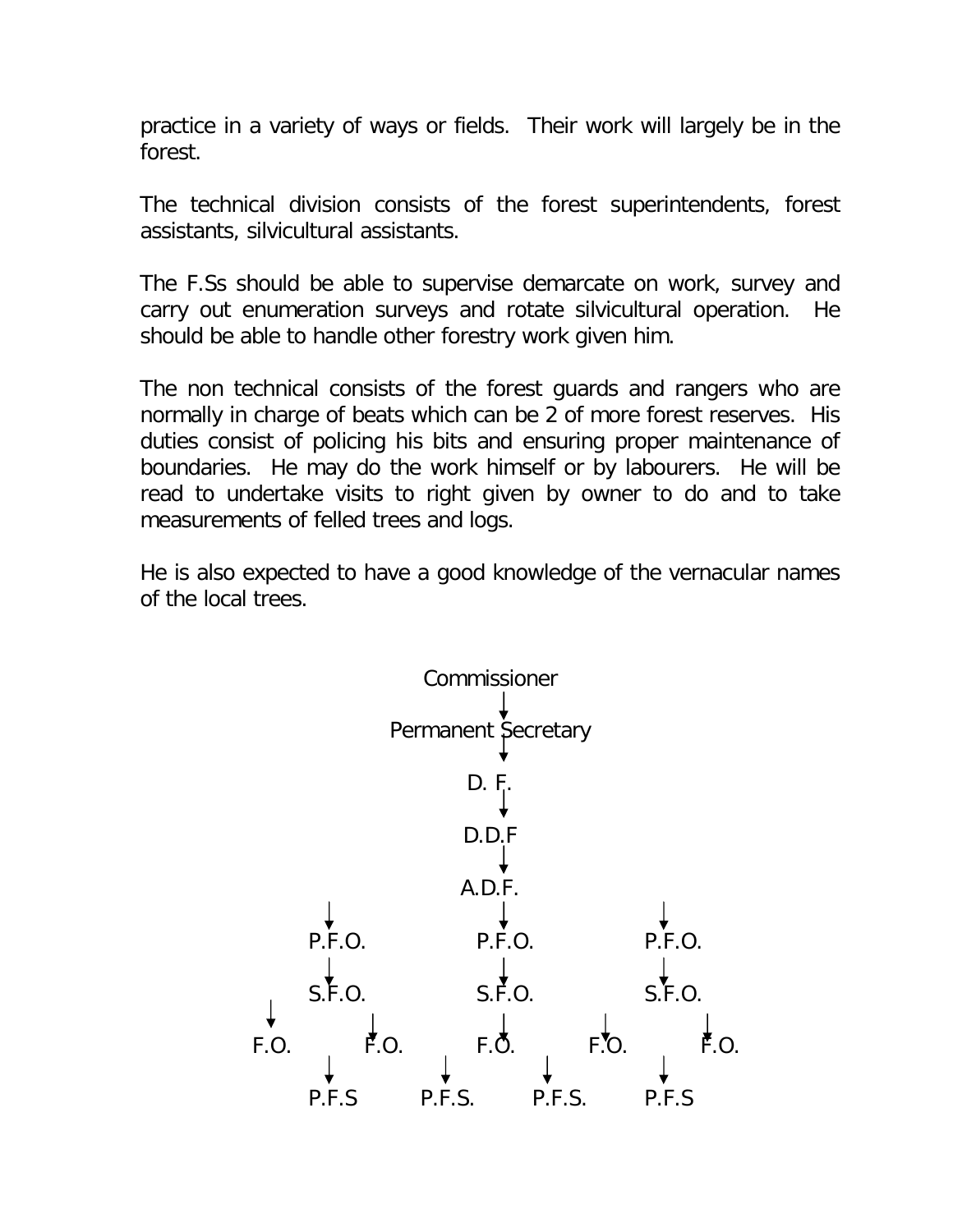practice in a variety of ways or fields. Their work will largely be in the forest.

The technical division consists of the forest superintendents, forest assistants, silvicultural assistants.

The F.Ss should be able to supervise demarcate on work, survey and carry out enumeration surveys and rotate silvicultural operation. He should be able to handle other forestry work given him.

The non technical consists of the forest guards and rangers who are normally in charge of beats which can be 2 of more forest reserves. His duties consist of policing his bits and ensuring proper maintenance of boundaries. He may do the work himself or by labourers. He will be read to undertake visits to right given by owner to do and to take measurements of felled trees and logs.

He is also expected to have a good knowledge of the vernacular names of the local trees.

```
                    Commissioner
                         ↓
                 Permanent Secretary
                         ↓
                        D. F.
                         ↓
                        D.D.F
                         ↓
                        A.D.F.
          ↓              ↓              ↓
        P.F.O.         P.F.O.         P.F.O.
          ↓              ↓              ↓
        S.F.O.         S.F.O.         S.F.O.
   ↓          ↓          ↓         ↓          ↓
 F.O.       F.O.       F.O.      F.O.       F.O.
        ↓          ↓          ↓          ↓
      P.F.S      P.F.S.     P.F.S.     P.F.S
```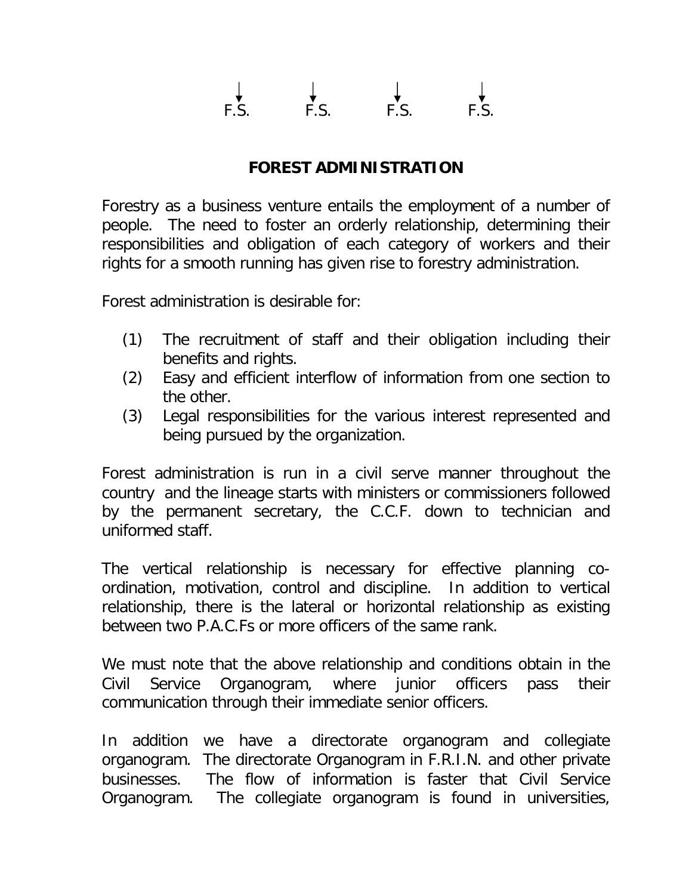↓ F.S. ↓ F.S. ↓ F.S. ↓ F.S.

## FOREST ADMINISTRATION

Forestry as a business venture entails the employment of a number of people. The need to foster an orderly relationship, determining their responsibilities and obligation of each category of workers and their rights for a smooth running has given rise to forestry administration.

Forest administration is desirable for:

(1) The recruitment of staff and their obligation including their benefits and rights.
(2) Easy and efficient interflow of information from one section to the other.
(3) Legal responsibilities for the various interest represented and being pursued by the organization.

Forest administration is run in a civil serve manner throughout the country and the lineage starts with ministers or commissioners followed by the permanent secretary, the C.C.F. down to technician and uniformed staff.

The vertical relationship is necessary for effective planning co-ordination, motivation, control and discipline. In addition to vertical relationship, there is the lateral or horizontal relationship as existing between two P.A.C.Fs or more officers of the same rank.

We must note that the above relationship and conditions obtain in the Civil Service Organogram, where junior officers pass their communication through their immediate senior officers.

In addition we have a directorate organogram and collegiate organogram. The directorate Organogram in F.R.I.N. and other private businesses. The flow of information is faster that Civil Service Organogram. The collegiate organogram is found in universities,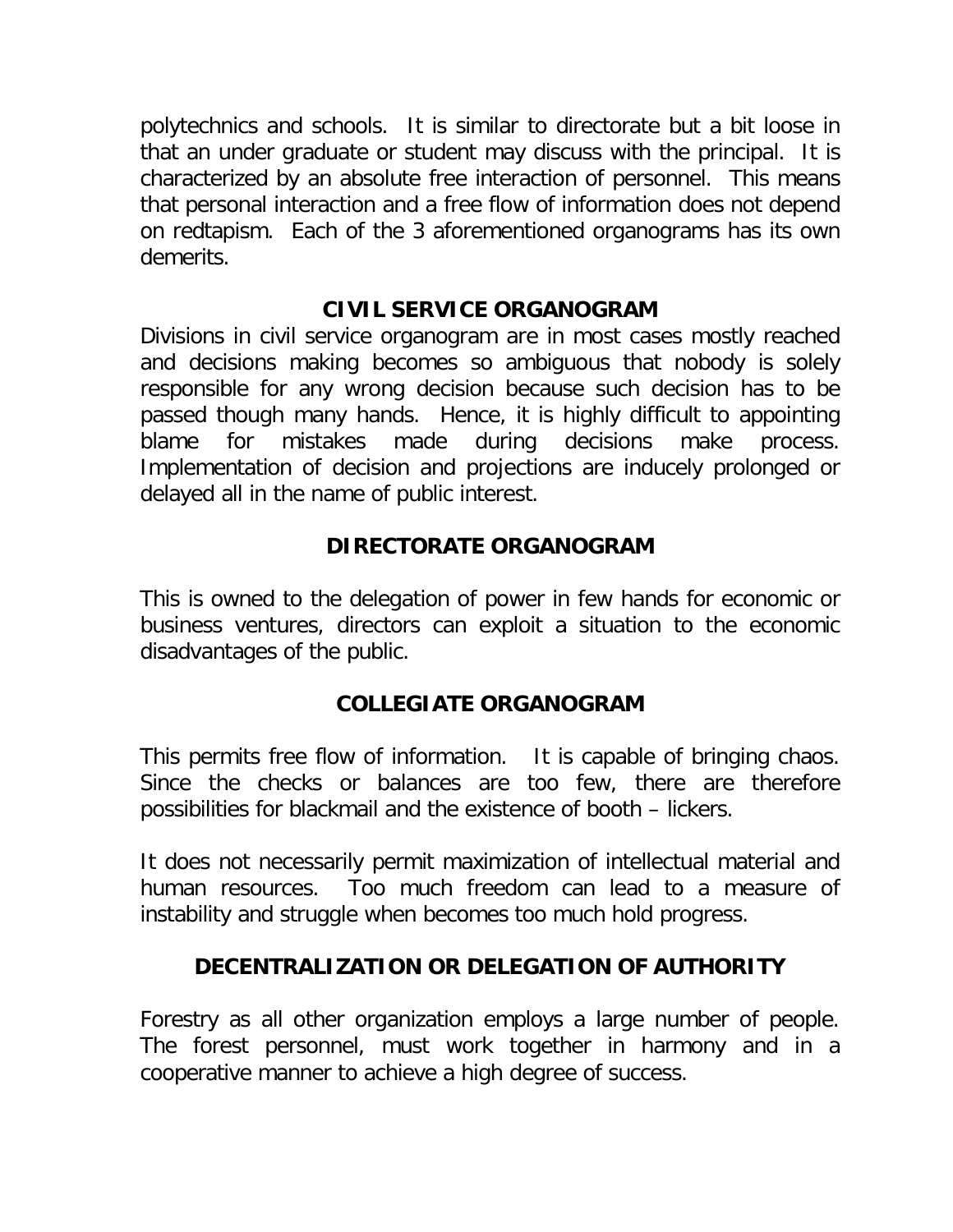polytechnics and schools. It is similar to directorate but a bit loose in that an under graduate or student may discuss with the principal. It is characterized by an absolute free interaction of personnel. This means that personal interaction and a free flow of information does not depend on redtapism. Each of the 3 aforementioned organograms has its own demerits.

## CIVIL SERVICE ORGANOGRAM

Divisions in civil service organogram are in most cases mostly reached and decisions making becomes so ambiguous that nobody is solely responsible for any wrong decision because such decision has to be passed though many hands. Hence, it is highly difficult to appointing blame for mistakes made during decisions make process. Implementation of decision and projections are inducely prolonged or delayed all in the name of public interest.

## DIRECTORATE ORGANOGRAM

This is owned to the delegation of power in few hands for economic or business ventures, directors can exploit a situation to the economic disadvantages of the public.

## COLLEGIATE ORGANOGRAM

This permits free flow of information. It is capable of bringing chaos. Since the checks or balances are too few, there are therefore possibilities for blackmail and the existence of booth – lickers.

It does not necessarily permit maximization of intellectual material and human resources. Too much freedom can lead to a measure of instability and struggle when becomes too much hold progress.

## DECENTRALIZATION OR DELEGATION OF AUTHORITY

Forestry as all other organization employs a large number of people. The forest personnel, must work together in harmony and in a cooperative manner to achieve a high degree of success.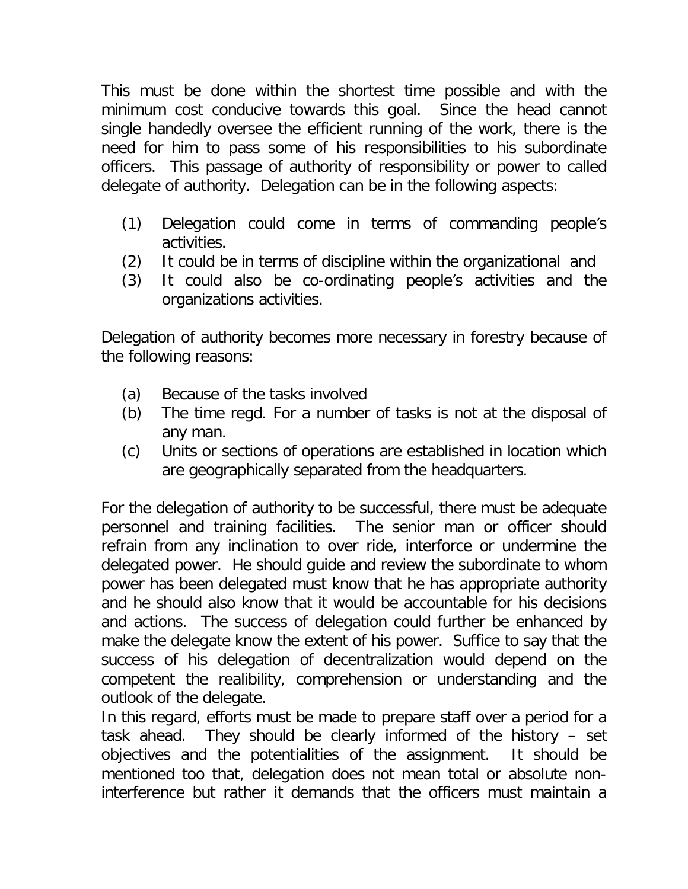This must be done within the shortest time possible and with the minimum cost conducive towards this goal. Since the head cannot single handedly oversee the efficient running of the work, there is the need for him to pass some of his responsibilities to his subordinate officers. This passage of authority of responsibility or power to called delegate of authority. Delegation can be in the following aspects:

(1) Delegation could come in terms of commanding people's activities.
(2) It could be in terms of discipline within the organizational and
(3) It could also be co-ordinating people's activities and the organizations activities.

Delegation of authority becomes more necessary in forestry because of the following reasons:

(a) Because of the tasks involved
(b) The time regd. For a number of tasks is not at the disposal of any man.
(c) Units or sections of operations are established in location which are geographically separated from the headquarters.

For the delegation of authority to be successful, there must be adequate personnel and training facilities. The senior man or officer should refrain from any inclination to over ride, interforce or undermine the delegated power. He should guide and review the subordinate to whom power has been delegated must know that he has appropriate authority and he should also know that it would be accountable for his decisions and actions. The success of delegation could further be enhanced by make the delegate know the extent of his power. Suffice to say that the success of his delegation of decentralization would depend on the competent the realibility, comprehension or understanding and the outlook of the delegate.

In this regard, efforts must be made to prepare staff over a period for a task ahead. They should be clearly informed of the history – set objectives and the potentialities of the assignment. It should be mentioned too that, delegation does not mean total or absolute non-interference but rather it demands that the officers must maintain a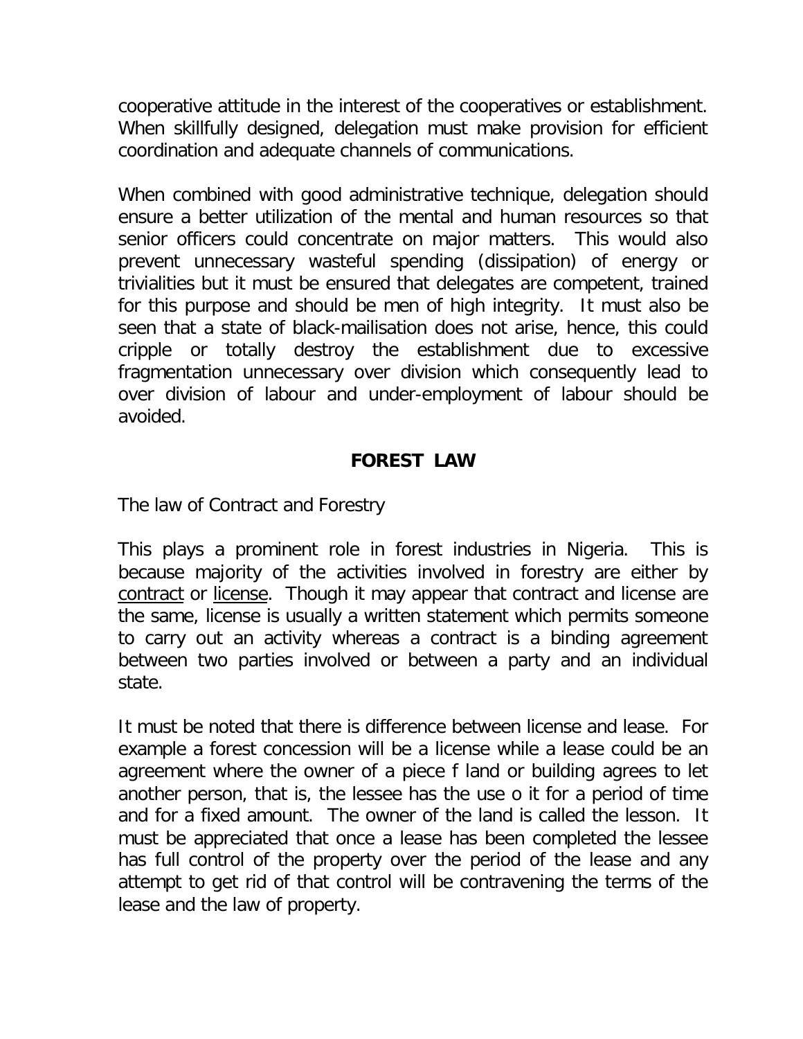cooperative attitude in the interest of the cooperatives or establishment. When skillfully designed, delegation must make provision for efficient coordination and adequate channels of communications.

When combined with good administrative technique, delegation should ensure a better utilization of the mental and human resources so that senior officers could concentrate on major matters. This would also prevent unnecessary wasteful spending (dissipation) of energy or trivialities but it must be ensured that delegates are competent, trained for this purpose and should be men of high integrity. It must also be seen that a state of black-mailisation does not arise, hence, this could cripple or totally destroy the establishment due to excessive fragmentation unnecessary over division which consequently lead to over division of labour and under-employment of labour should be avoided.

## FOREST LAW

The law of Contract and Forestry

This plays a prominent role in forest industries in Nigeria. This is because majority of the activities involved in forestry are either by contract or license. Though it may appear that contract and license are the same, license is usually a written statement which permits someone to carry out an activity whereas a contract is a binding agreement between two parties involved or between a party and an individual state.

It must be noted that there is difference between license and lease. For example a forest concession will be a license while a lease could be an agreement where the owner of a piece f land or building agrees to let another person, that is, the lessee has the use o it for a period of time and for a fixed amount. The owner of the land is called the lesson. It must be appreciated that once a lease has been completed the lessee has full control of the property over the period of the lease and any attempt to get rid of that control will be contravening the terms of the lease and the law of property.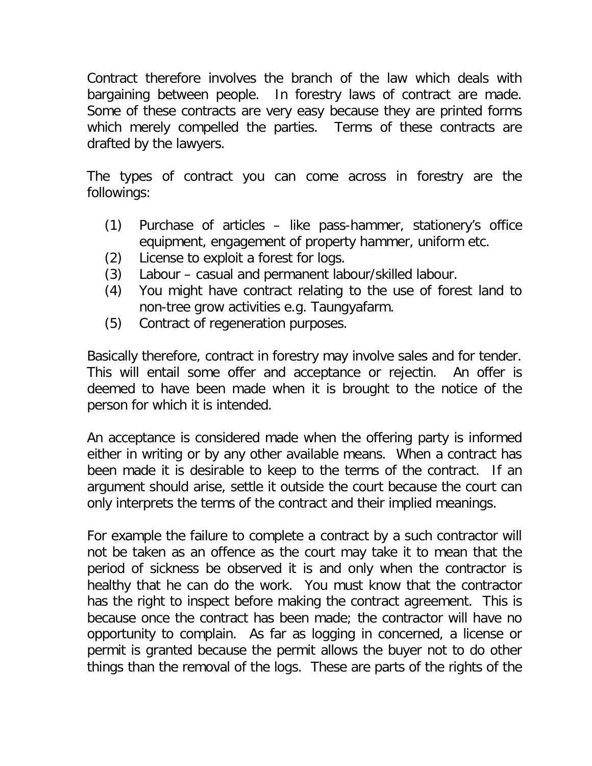Contract therefore involves the branch of the law which deals with bargaining between people. In forestry laws of contract are made. Some of these contracts are very easy because they are printed forms which merely compelled the parties. Terms of these contracts are drafted by the lawyers.

The types of contract you can come across in forestry are the followings:

(1) Purchase of articles – like pass-hammer, stationery's office equipment, engagement of property hammer, uniform etc.
(2) License to exploit a forest for logs.
(3) Labour – casual and permanent labour/skilled labour.
(4) You might have contract relating to the use of forest land to non-tree grow activities e.g. Taungyafarm.
(5) Contract of regeneration purposes.

Basically therefore, contract in forestry may involve sales and for tender. This will entail some offer and acceptance or rejectin. An offer is deemed to have been made when it is brought to the notice of the person for which it is intended.

An acceptance is considered made when the offering party is informed either in writing or by any other available means. When a contract has been made it is desirable to keep to the terms of the contract. If an argument should arise, settle it outside the court because the court can only interprets the terms of the contract and their implied meanings.

For example the failure to complete a contract by a such contractor will not be taken as an offence as the court may take it to mean that the period of sickness be observed it is and only when the contractor is healthy that he can do the work. You must know that the contractor has the right to inspect before making the contract agreement. This is because once the contract has been made; the contractor will have no opportunity to complain. As far as logging in concerned, a license or permit is granted because the permit allows the buyer not to do other things than the removal of the logs. These are parts of the rights of the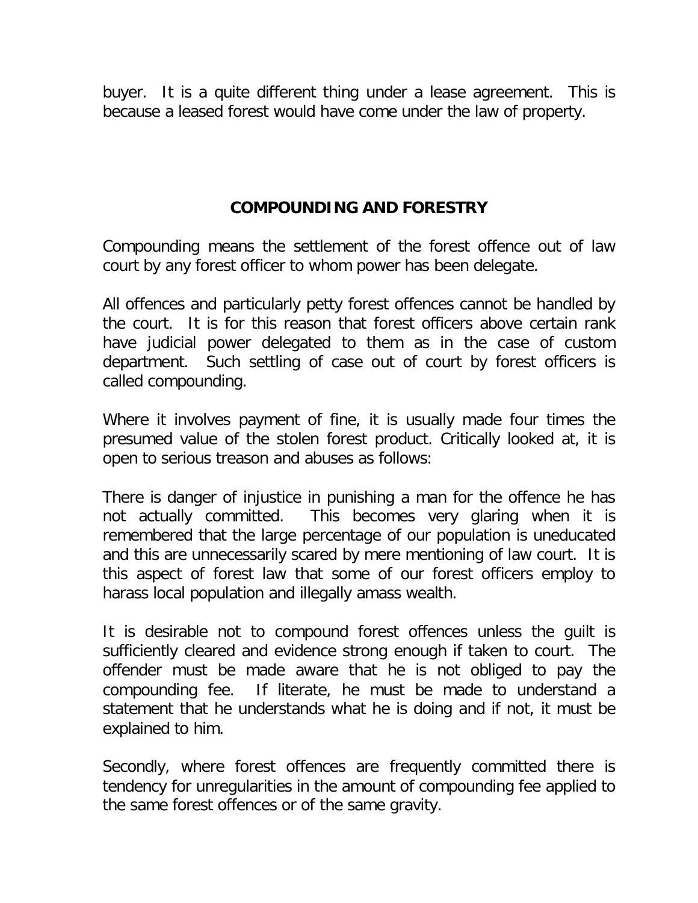buyer. It is a quite different thing under a lease agreement. This is because a leased forest would have come under the law of property.

## COMPOUNDING AND FORESTRY

Compounding means the settlement of the forest offence out of law court by any forest officer to whom power has been delegate.

All offences and particularly petty forest offences cannot be handled by the court. It is for this reason that forest officers above certain rank have judicial power delegated to them as in the case of custom department. Such settling of case out of court by forest officers is called compounding.

Where it involves payment of fine, it is usually made four times the presumed value of the stolen forest product. Critically looked at, it is open to serious treason and abuses as follows:

There is danger of injustice in punishing a man for the offence he has not actually committed. This becomes very glaring when it is remembered that the large percentage of our population is uneducated and this are unnecessarily scared by mere mentioning of law court. It is this aspect of forest law that some of our forest officers employ to harass local population and illegally amass wealth.

It is desirable not to compound forest offences unless the guilt is sufficiently cleared and evidence strong enough if taken to court. The offender must be made aware that he is not obliged to pay the compounding fee. If literate, he must be made to understand a statement that he understands what he is doing and if not, it must be explained to him.

Secondly, where forest offences are frequently committed there is tendency for unregularities in the amount of compounding fee applied to the same forest offences or of the same gravity.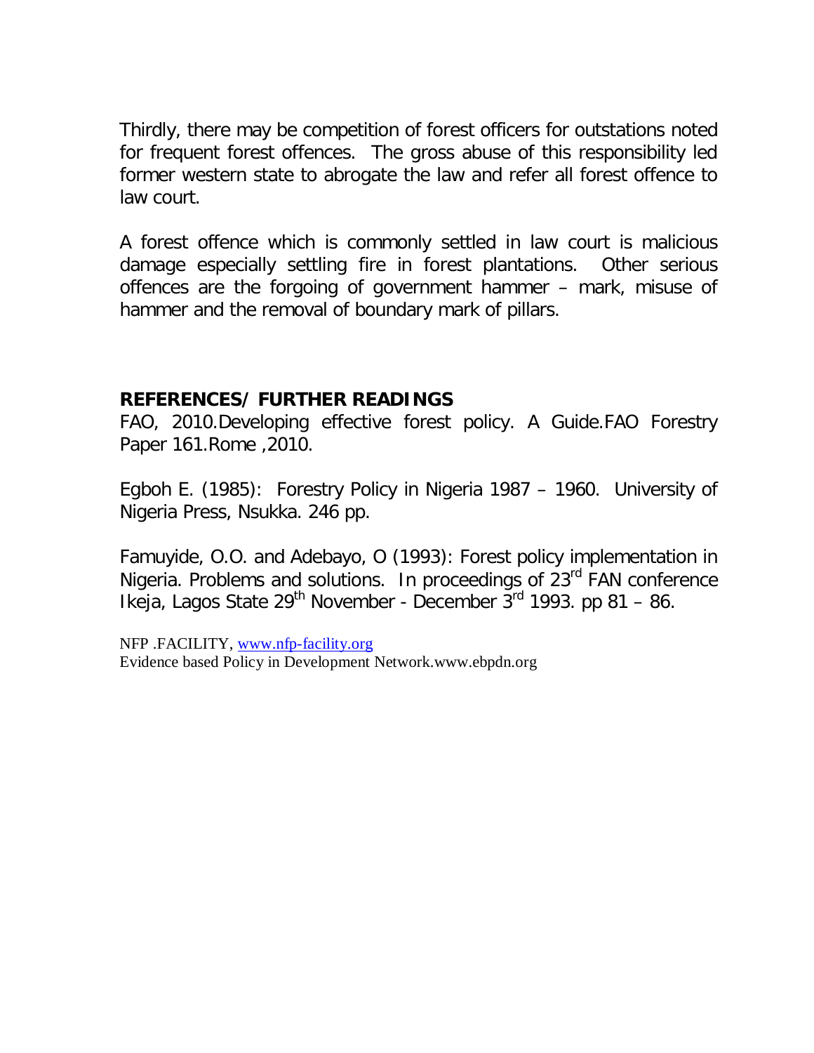Thirdly, there may be competition of forest officers for outstations noted for frequent forest offences. The gross abuse of this responsibility led former western state to abrogate the law and refer all forest offence to law court.

A forest offence which is commonly settled in law court is malicious damage especially settling fire in forest plantations. Other serious offences are the forgoing of government hammer – mark, misuse of hammer and the removal of boundary mark of pillars.

## REFERENCES/ FURTHER READINGS

FAO, 2010.Developing effective forest policy. A Guide.FAO Forestry Paper 161.Rome ,2010.

Egboh E. (1985): Forestry Policy in Nigeria 1987 – 1960. University of Nigeria Press, Nsukka. 246 pp.

Famuyide, O.O. and Adebayo, O (1993): Forest policy implementation in Nigeria. Problems and solutions. In proceedings of 23rd FAN conference Ikeja, Lagos State 29th November - December 3rd 1993. pp 81 – 86.

NFP .FACILITY, www.nfp-facility.org
Evidence based Policy in Development Network.www.ebpdn.org